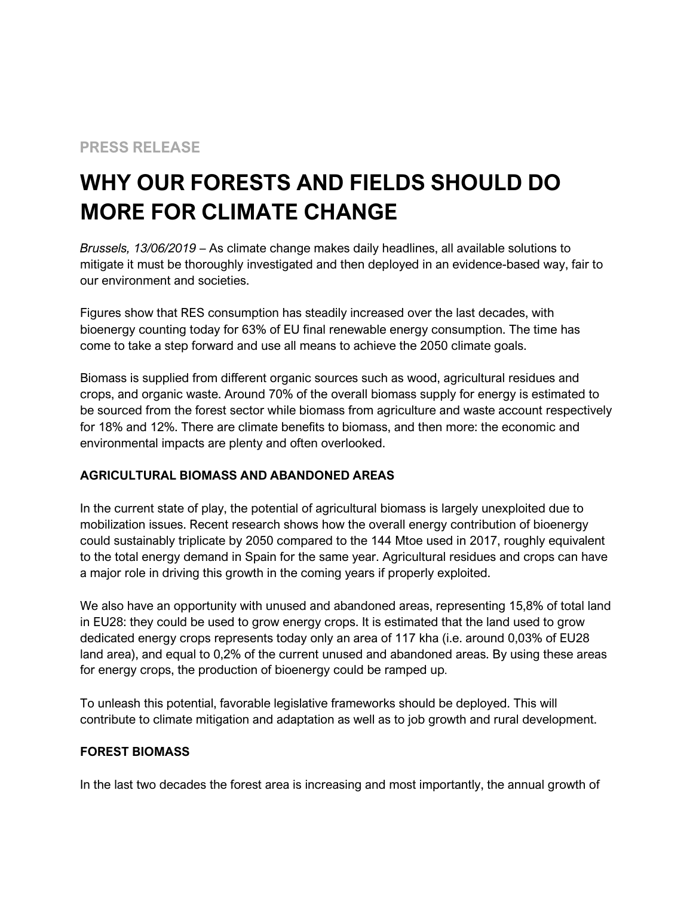**PRESS RELEASE**

# WHY OUR FORESTS AND FIELDS SHOULD DO MORE FOR CLIMATE CHANGE

*Brussels, 13/06/2019* – As climate change makes daily headlines, all available solutions to mitigate it must be thoroughly investigated and then deployed in an evidence-based way, fair to our environment and societies.

Figures show that RES consumption has steadily increased over the last decades, with bioenergy counting today for 63% of EU final renewable energy consumption. The time has come to take a step forward and use all means to achieve the 2050 climate goals.

Biomass is supplied from different organic sources such as wood, agricultural residues and crops, and organic waste. Around 70% of the overall biomass supply for energy is estimated to be sourced from the forest sector while biomass from agriculture and waste account respectively for 18% and 12%. There are climate benefits to biomass, and then more: the economic and environmental impacts are plenty and often overlooked.

## AGRICULTURAL BIOMASS AND ABANDONED AREAS

In the current state of play, the potential of agricultural biomass is largely unexploited due to mobilization issues. Recent research shows how the overall energy contribution of bioenergy could sustainably triplicate by 2050 compared to the 144 Mtoe used in 2017, roughly equivalent to the total energy demand in Spain for the same year. Agricultural residues and crops can have a major role in driving this growth in the coming years if properly exploited.

We also have an opportunity with unused and abandoned areas, representing 15,8% of total land in EU28: they could be used to grow energy crops. It is estimated that the land used to grow dedicated energy crops represents today only an area of 117 kha (i.e. around 0,03% of EU28 land area), and equal to 0,2% of the current unused and abandoned areas. By using these areas for energy crops, the production of bioenergy could be ramped up.

To unleash this potential, favorable legislative frameworks should be deployed. This will contribute to climate mitigation and adaptation as well as to job growth and rural development.

## FOREST BIOMASS

In the last two decades the forest area is increasing and most importantly, the annual growth of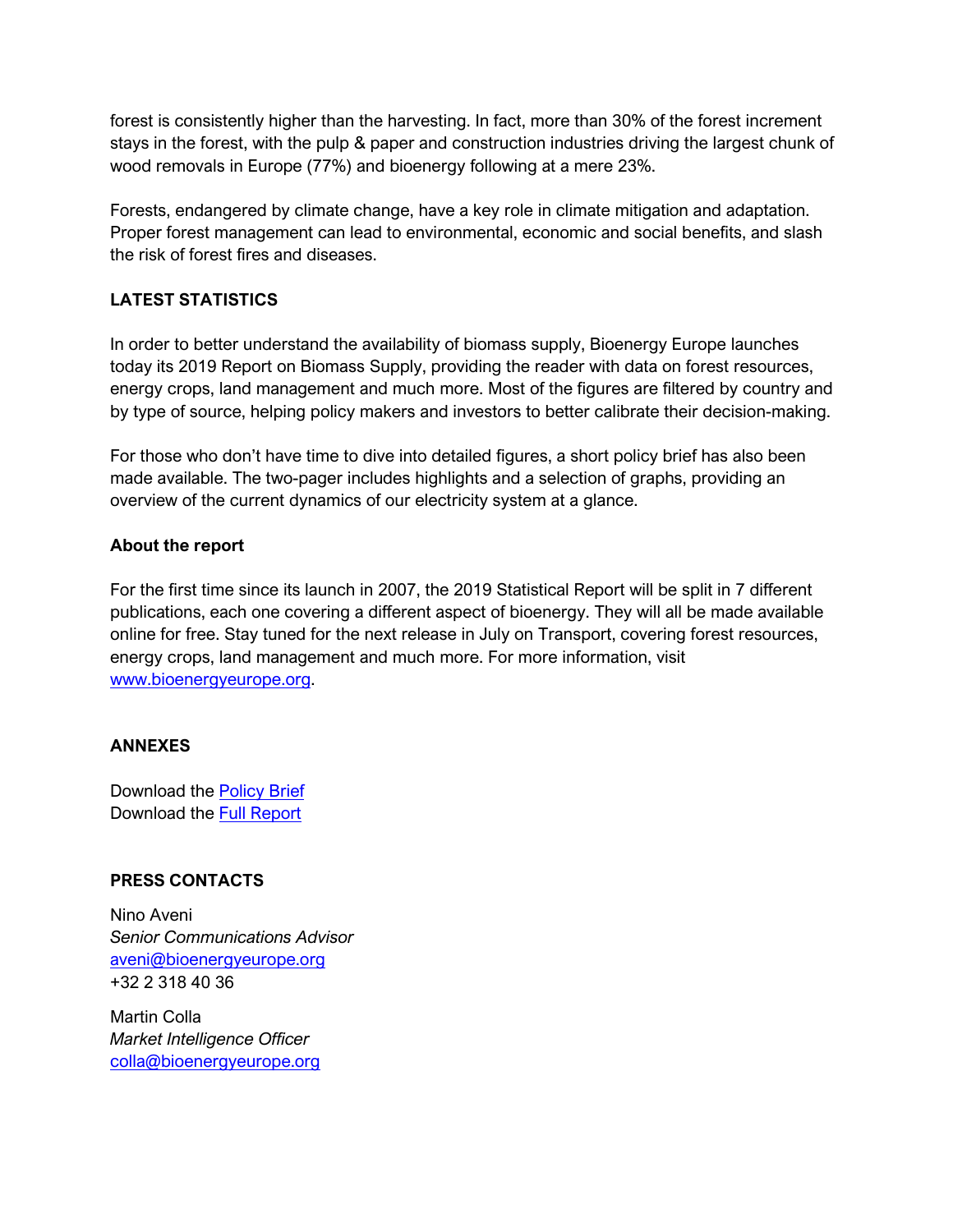forest is consistently higher than the harvesting. In fact, more than 30% of the forest increment stays in the forest, with the pulp & paper and construction industries driving the largest chunk of wood removals in Europe (77%) and bioenergy following at a mere 23%.

Forests, endangered by climate change, have a key role in climate mitigation and adaptation. Proper forest management can lead to environmental, economic and social benefits, and slash the risk of forest fires and diseases.

**LATEST STATISTICS**

In order to better understand the availability of biomass supply, Bioenergy Europe launches today its 2019 Report on Biomass Supply, providing the reader with data on forest resources, energy crops, land management and much more. Most of the figures are filtered by country and by type of source, helping policy makers and investors to better calibrate their decision-making.

For those who don't have time to dive into detailed figures, a short policy brief has also been made available. The two-pager includes highlights and a selection of graphs, providing an overview of the current dynamics of our electricity system at a glance.

**About the report**

For the first time since its launch in 2007, the 2019 Statistical Report will be split in 7 different publications, each one covering a different aspect of bioenergy. They will all be made available online for free. Stay tuned for the next release in July on Transport, covering forest resources, energy crops, land management and much more. For more information, visit www.bioenergyeurope.org.

**ANNEXES**

Download the Policy Brief
Download the Full Report

**PRESS CONTACTS**

Nino Aveni
*Senior Communications Advisor*
aveni@bioenergyeurope.org
+32 2 318 40 36

Martin Colla
*Market Intelligence Officer*
colla@bioenergyeurope.org